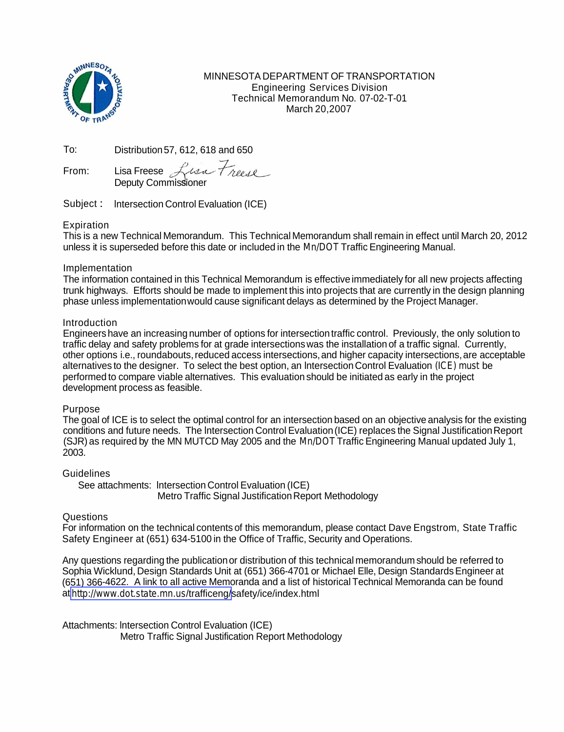MINNESOTA DEPARTMENT OF TRANSPORTATION
Engineering Services Division
Technical Memorandum No. 07-02-T-01
March 20,2007

To: Distribution 57, 612, 618 and 650

From: Lisa Freese
Deputy Commissioner

Subject: Intersection Control Evaluation (ICE)

## Expiration

This is a new Technical Memorandum. This Technical Memorandum shall remain in effect until March 20, 2012 unless it is superseded before this date or included in the Mn/DOT Traffic Engineering Manual.

## Implementation

The information contained in this Technical Memorandum is effective immediately for all new projects affecting trunk highways. Efforts should be made to implement this into projects that are currently in the design planning phase unless implementation would cause significant delays as determined by the Project Manager.

## Introduction

Engineers have an increasing number of options for intersection traffic control. Previously, the only solution to traffic delay and safety problems for at grade intersections was the installation of a traffic signal. Currently, other options i.e., roundabouts, reduced access intersections, and higher capacity intersections, are acceptable alternatives to the designer. To select the best option, an Intersection Control Evaluation (ICE) must be performed to compare viable alternatives. This evaluation should be initiated as early in the project development process as feasible.

## Purpose

The goal of ICE is to select the optimal control for an intersection based on an objective analysis for the existing conditions and future needs. The Intersection Control Evaluation (ICE) replaces the Signal Justification Report (SJR) as required by the MN MUTCD May 2005 and the Mn/DOT Traffic Engineering Manual updated July 1, 2003.

## Guidelines

See attachments: Intersection Control Evaluation (ICE)
Metro Traffic Signal Justification Report Methodology

## Questions

For information on the technical contents of this memorandum, please contact Dave Engstrom, State Traffic Safety Engineer at (651) 634-5100 in the Office of Traffic, Security and Operations.

Any questions regarding the publication or distribution of this technical memorandum should be referred to Sophia Wicklund, Design Standards Unit at (651) 366-4701 or Michael Elle, Design Standards Engineer at (651) 366-4622. A link to all active Memoranda and a list of historical Technical Memoranda can be found at http://www.dot.state.mn.us/trafficeng/safety/ice/index.html

Attachments: Intersection Control Evaluation (ICE)
Metro Traffic Signal Justification Report Methodology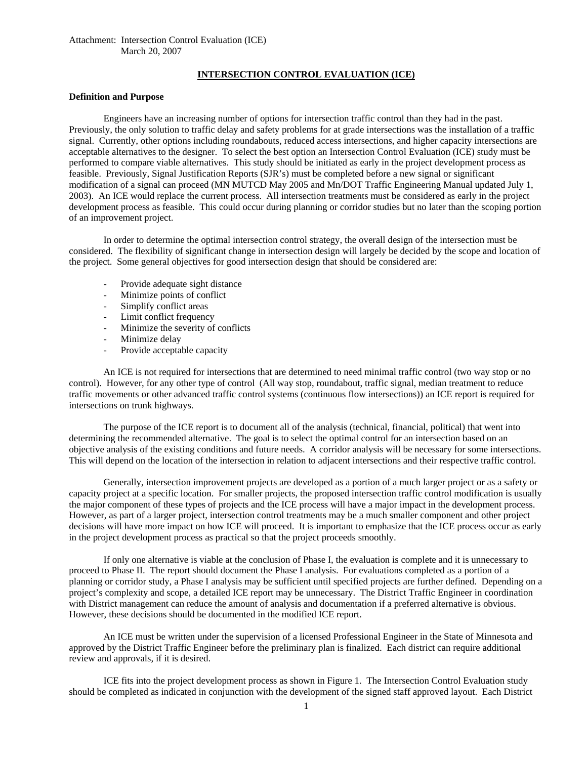Attachment: Intersection Control Evaluation (ICE)
March 20, 2007

# INTERSECTION CONTROL EVALUATION (ICE)

**Definition and Purpose**

Engineers have an increasing number of options for intersection traffic control than they had in the past. Previously, the only solution to traffic delay and safety problems for at grade intersections was the installation of a traffic signal. Currently, other options including roundabouts, reduced access intersections, and higher capacity intersections are acceptable alternatives to the designer. To select the best option an Intersection Control Evaluation (ICE) study must be performed to compare viable alternatives. This study should be initiated as early in the project development process as feasible. Previously, Signal Justification Reports (SJR's) must be completed before a new signal or significant modification of a signal can proceed (MN MUTCD May 2005 and Mn/DOT Traffic Engineering Manual updated July 1, 2003). An ICE would replace the current process. All intersection treatments must be considered as early in the project development process as feasible. This could occur during planning or corridor studies but no later than the scoping portion of an improvement project.

In order to determine the optimal intersection control strategy, the overall design of the intersection must be considered. The flexibility of significant change in intersection design will largely be decided by the scope and location of the project. Some general objectives for good intersection design that should be considered are:

- Provide adequate sight distance
- Minimize points of conflict
- Simplify conflict areas
- Limit conflict frequency
- Minimize the severity of conflicts
- Minimize delay
- Provide acceptable capacity

An ICE is not required for intersections that are determined to need minimal traffic control (two way stop or no control). However, for any other type of control (All way stop, roundabout, traffic signal, median treatment to reduce traffic movements or other advanced traffic control systems (continuous flow intersections)) an ICE report is required for intersections on trunk highways.

The purpose of the ICE report is to document all of the analysis (technical, financial, political) that went into determining the recommended alternative. The goal is to select the optimal control for an intersection based on an objective analysis of the existing conditions and future needs. A corridor analysis will be necessary for some intersections. This will depend on the location of the intersection in relation to adjacent intersections and their respective traffic control.

Generally, intersection improvement projects are developed as a portion of a much larger project or as a safety or capacity project at a specific location. For smaller projects, the proposed intersection traffic control modification is usually the major component of these types of projects and the ICE process will have a major impact in the development process. However, as part of a larger project, intersection control treatments may be a much smaller component and other project decisions will have more impact on how ICE will proceed. It is important to emphasize that the ICE process occur as early in the project development process as practical so that the project proceeds smoothly.

If only one alternative is viable at the conclusion of Phase I, the evaluation is complete and it is unnecessary to proceed to Phase II. The report should document the Phase I analysis. For evaluations completed as a portion of a planning or corridor study, a Phase I analysis may be sufficient until specified projects are further defined. Depending on a project's complexity and scope, a detailed ICE report may be unnecessary. The District Traffic Engineer in coordination with District management can reduce the amount of analysis and documentation if a preferred alternative is obvious. However, these decisions should be documented in the modified ICE report.

An ICE must be written under the supervision of a licensed Professional Engineer in the State of Minnesota and approved by the District Traffic Engineer before the preliminary plan is finalized. Each district can require additional review and approvals, if it is desired.

ICE fits into the project development process as shown in Figure 1. The Intersection Control Evaluation study should be completed as indicated in conjunction with the development of the signed staff approved layout. Each District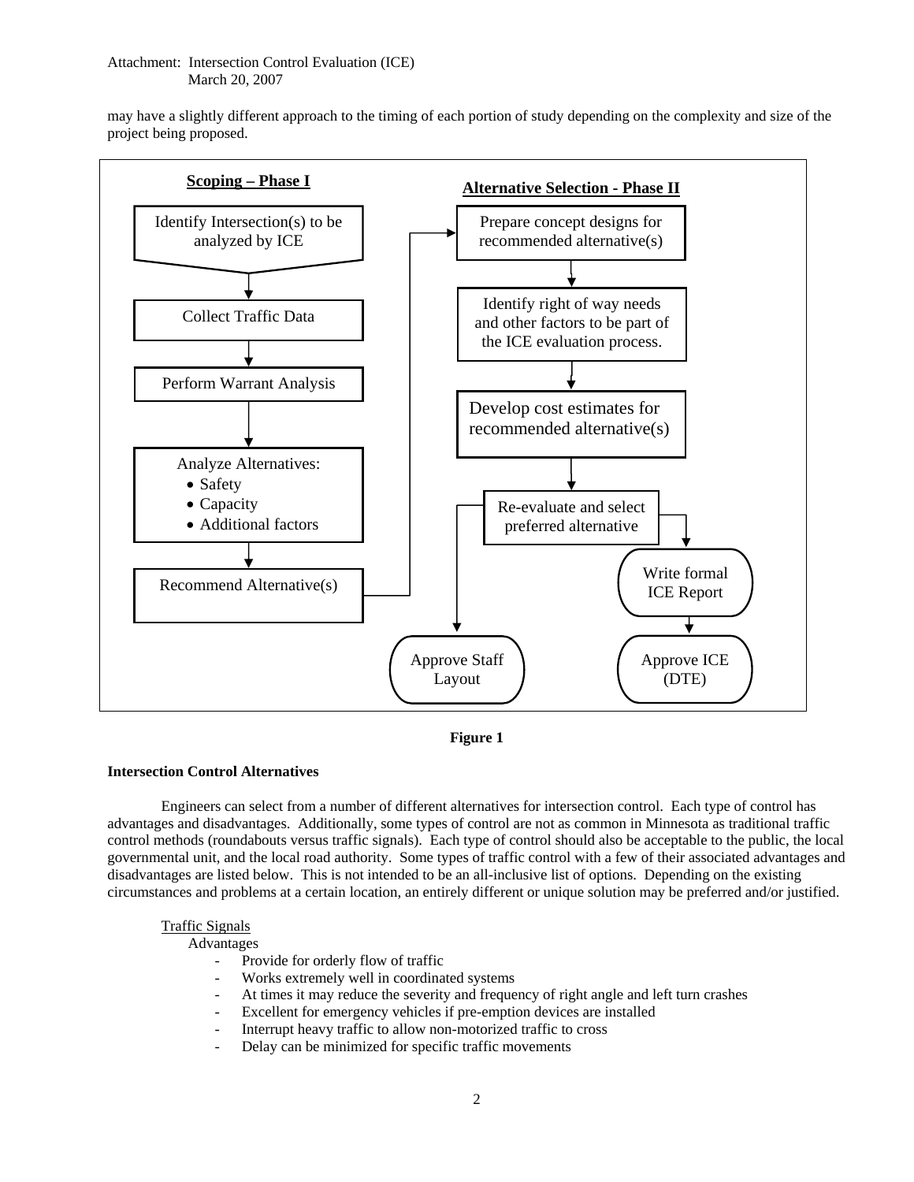may have a slightly different approach to the timing of each portion of study depending on the complexity and size of the project being proposed.

**Scoping – Phase I**

- Identify Intersection(s) to be analyzed by ICE
- Collect Traffic Data
- Perform Warrant Analysis
- Analyze Alternatives:
  - Safety
  - Capacity
  - Additional factors
- Recommend Alternative(s)

**Alternative Selection - Phase II**

- Prepare concept designs for recommended alternative(s)
- Identify right of way needs and other factors to be part of the ICE evaluation process.
- Develop cost estimates for recommended alternative(s)
- Re-evaluate and select preferred alternative
  - Approve Staff Layout
  - Write formal ICE Report → Approve ICE (DTE)

**Figure 1**

**Intersection Control Alternatives**

Engineers can select from a number of different alternatives for intersection control. Each type of control has advantages and disadvantages. Additionally, some types of control are not as common in Minnesota as traditional traffic control methods (roundabouts versus traffic signals). Each type of control should also be acceptable to the public, the local governmental unit, and the local road authority. Some types of traffic control with a few of their associated advantages and disadvantages are listed below. This is not intended to be an all-inclusive list of options. Depending on the existing circumstances and problems at a certain location, an entirely different or unique solution may be preferred and/or justified.

Traffic Signals

Advantages

- Provide for orderly flow of traffic
- Works extremely well in coordinated systems
- At times it may reduce the severity and frequency of right angle and left turn crashes
- Excellent for emergency vehicles if pre-emption devices are installed
- Interrupt heavy traffic to allow non-motorized traffic to cross
- Delay can be minimized for specific traffic movements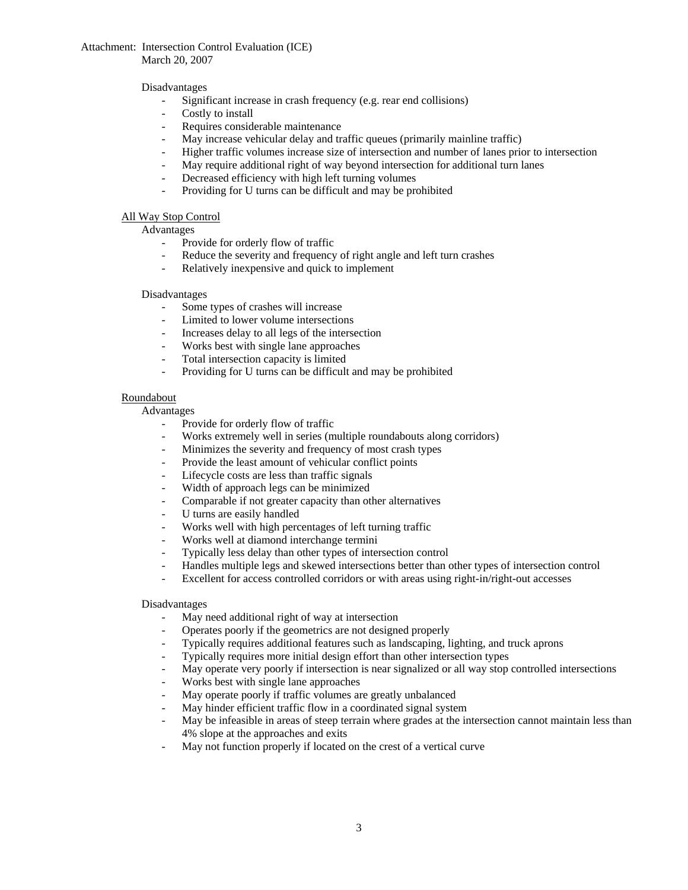Disadvantages

- Significant increase in crash frequency (e.g. rear end collisions)
- Costly to install
- Requires considerable maintenance
- May increase vehicular delay and traffic queues (primarily mainline traffic)
- Higher traffic volumes increase size of intersection and number of lanes prior to intersection
- May require additional right of way beyond intersection for additional turn lanes
- Decreased efficiency with high left turning volumes
- Providing for U turns can be difficult and may be prohibited

<u>All Way Stop Control</u>

Advantages

- Provide for orderly flow of traffic
- Reduce the severity and frequency of right angle and left turn crashes
- Relatively inexpensive and quick to implement

Disadvantages

- Some types of crashes will increase
- Limited to lower volume intersections
- Increases delay to all legs of the intersection
- Works best with single lane approaches
- Total intersection capacity is limited
- Providing for U turns can be difficult and may be prohibited

<u>Roundabout</u>

Advantages

- Provide for orderly flow of traffic
- Works extremely well in series (multiple roundabouts along corridors)
- Minimizes the severity and frequency of most crash types
- Provide the least amount of vehicular conflict points
- Lifecycle costs are less than traffic signals
- Width of approach legs can be minimized
- Comparable if not greater capacity than other alternatives
- U turns are easily handled
- Works well with high percentages of left turning traffic
- Works well at diamond interchange termini
- Typically less delay than other types of intersection control
- Handles multiple legs and skewed intersections better than other types of intersection control
- Excellent for access controlled corridors or with areas using right-in/right-out accesses

Disadvantages

- May need additional right of way at intersection
- Operates poorly if the geometrics are not designed properly
- Typically requires additional features such as landscaping, lighting, and truck aprons
- Typically requires more initial design effort than other intersection types
- May operate very poorly if intersection is near signalized or all way stop controlled intersections
- Works best with single lane approaches
- May operate poorly if traffic volumes are greatly unbalanced
- May hinder efficient traffic flow in a coordinated signal system
- May be infeasible in areas of steep terrain where grades at the intersection cannot maintain less than 4% slope at the approaches and exits
- May not function properly if located on the crest of a vertical curve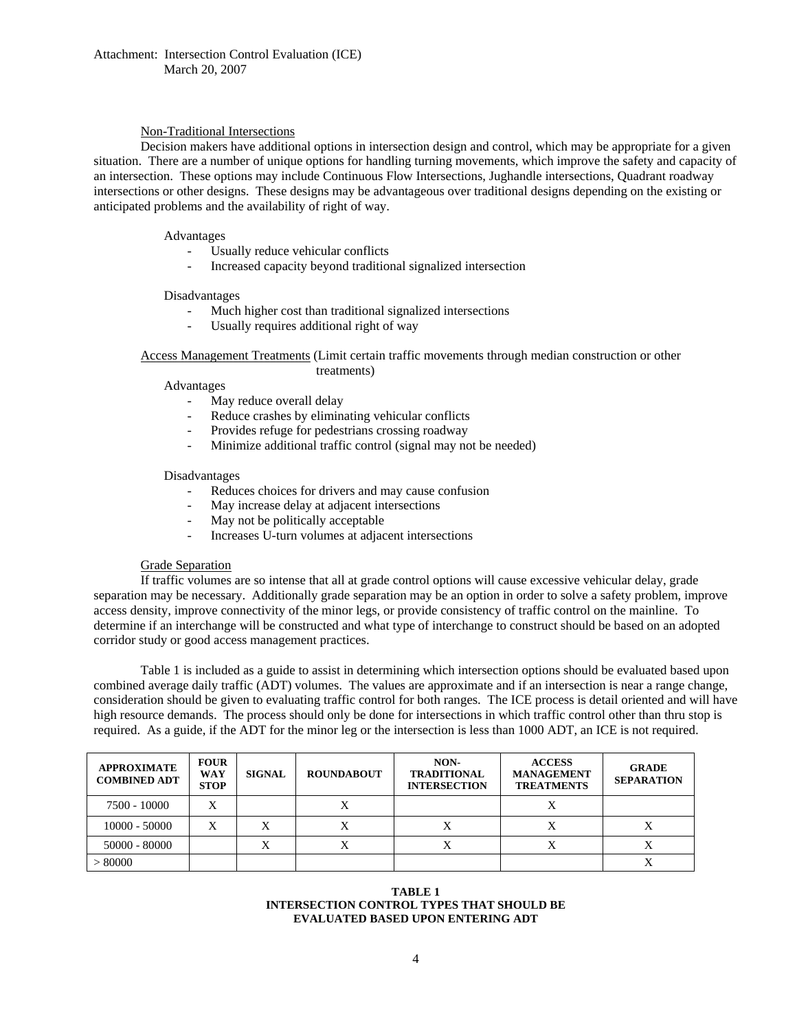Non-Traditional Intersections

Decision makers have additional options in intersection design and control, which may be appropriate for a given situation. There are a number of unique options for handling turning movements, which improve the safety and capacity of an intersection. These options may include Continuous Flow Intersections, Jughandle intersections, Quadrant roadway intersections or other designs. These designs may be advantageous over traditional designs depending on the existing or anticipated problems and the availability of right of way.

Advantages
- Usually reduce vehicular conflicts
- Increased capacity beyond traditional signalized intersection

Disadvantages
- Much higher cost than traditional signalized intersections
- Usually requires additional right of way

Access Management Treatments (Limit certain traffic movements through median construction or other treatments)

Advantages
- May reduce overall delay
- Reduce crashes by eliminating vehicular conflicts
- Provides refuge for pedestrians crossing roadway
- Minimize additional traffic control (signal may not be needed)

Disadvantages
- Reduces choices for drivers and may cause confusion
- May increase delay at adjacent intersections
- May not be politically acceptable
- Increases U-turn volumes at adjacent intersections

Grade Separation

If traffic volumes are so intense that all at grade control options will cause excessive vehicular delay, grade separation may be necessary. Additionally grade separation may be an option in order to solve a safety problem, improve access density, improve connectivity of the minor legs, or provide consistency of traffic control on the mainline. To determine if an interchange will be constructed and what type of interchange to construct should be based on an adopted corridor study or good access management practices.

Table 1 is included as a guide to assist in determining which intersection options should be evaluated based upon combined average daily traffic (ADT) volumes. The values are approximate and if an intersection is near a range change, consideration should be given to evaluating traffic control for both ranges. The ICE process is detail oriented and will have high resource demands. The process should only be done for intersections in which traffic control other than thru stop is required. As a guide, if the ADT for the minor leg or the intersection is less than 1000 ADT, an ICE is not required.

| APPROXIMATE COMBINED ADT | FOUR WAY STOP | SIGNAL | ROUNDABOUT | NON-TRADITIONAL INTERSECTION | ACCESS MANAGEMENT TREATMENTS | GRADE SEPARATION |
|---|---|---|---|---|---|---|
| 7500 - 10000 | X | | X | | X | |
| 10000 - 50000 | X | X | X | X | X | X |
| 50000 - 80000 | | X | X | X | X | X |
| > 80000 | | | | | | X |

**TABLE 1**
**INTERSECTION CONTROL TYPES THAT SHOULD BE EVALUATED BASED UPON ENTERING ADT**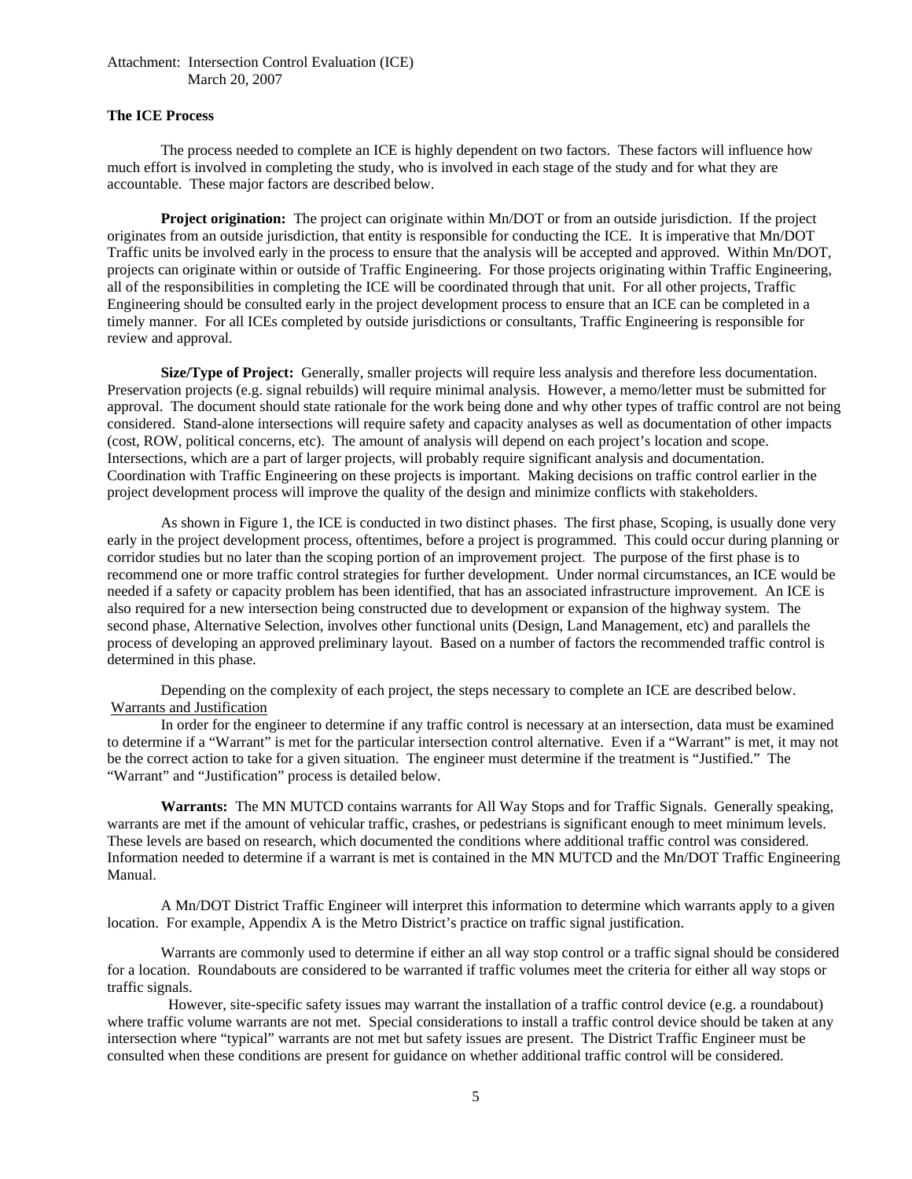Attachment: Intersection Control Evaluation (ICE)
March 20, 2007

## The ICE Process

The process needed to complete an ICE is highly dependent on two factors. These factors will influence how much effort is involved in completing the study, who is involved in each stage of the study and for what they are accountable. These major factors are described below.

**Project origination:** The project can originate within Mn/DOT or from an outside jurisdiction. If the project originates from an outside jurisdiction, that entity is responsible for conducting the ICE. It is imperative that Mn/DOT Traffic units be involved early in the process to ensure that the analysis will be accepted and approved. Within Mn/DOT, projects can originate within or outside of Traffic Engineering. For those projects originating within Traffic Engineering, all of the responsibilities in completing the ICE will be coordinated through that unit. For all other projects, Traffic Engineering should be consulted early in the project development process to ensure that an ICE can be completed in a timely manner. For all ICEs completed by outside jurisdictions or consultants, Traffic Engineering is responsible for review and approval.

**Size/Type of Project:** Generally, smaller projects will require less analysis and therefore less documentation. Preservation projects (e.g. signal rebuilds) will require minimal analysis. However, a memo/letter must be submitted for approval. The document should state rationale for the work being done and why other types of traffic control are not being considered. Stand-alone intersections will require safety and capacity analyses as well as documentation of other impacts (cost, ROW, political concerns, etc). The amount of analysis will depend on each project's location and scope. Intersections, which are a part of larger projects, will probably require significant analysis and documentation. Coordination with Traffic Engineering on these projects is important. Making decisions on traffic control earlier in the project development process will improve the quality of the design and minimize conflicts with stakeholders.

As shown in Figure 1, the ICE is conducted in two distinct phases. The first phase, Scoping, is usually done very early in the project development process, oftentimes, before a project is programmed. This could occur during planning or corridor studies but no later than the scoping portion of an improvement project. The purpose of the first phase is to recommend one or more traffic control strategies for further development. Under normal circumstances, an ICE would be needed if a safety or capacity problem has been identified, that has an associated infrastructure improvement. An ICE is also required for a new intersection being constructed due to development or expansion of the highway system. The second phase, Alternative Selection, involves other functional units (Design, Land Management, etc) and parallels the process of developing an approved preliminary layout. Based on a number of factors the recommended traffic control is determined in this phase.

Depending on the complexity of each project, the steps necessary to complete an ICE are described below.

### Warrants and Justification

In order for the engineer to determine if any traffic control is necessary at an intersection, data must be examined to determine if a "Warrant" is met for the particular intersection control alternative. Even if a "Warrant" is met, it may not be the correct action to take for a given situation. The engineer must determine if the treatment is "Justified." The "Warrant" and "Justification" process is detailed below.

**Warrants:** The MN MUTCD contains warrants for All Way Stops and for Traffic Signals. Generally speaking, warrants are met if the amount of vehicular traffic, crashes, or pedestrians is significant enough to meet minimum levels. These levels are based on research, which documented the conditions where additional traffic control was considered. Information needed to determine if a warrant is met is contained in the MN MUTCD and the Mn/DOT Traffic Engineering Manual.

A Mn/DOT District Traffic Engineer will interpret this information to determine which warrants apply to a given location. For example, Appendix A is the Metro District's practice on traffic signal justification.

Warrants are commonly used to determine if either an all way stop control or a traffic signal should be considered for a location. Roundabouts are considered to be warranted if traffic volumes meet the criteria for either all way stops or traffic signals.

However, site-specific safety issues may warrant the installation of a traffic control device (e.g. a roundabout) where traffic volume warrants are not met. Special considerations to install a traffic control device should be taken at any intersection where "typical" warrants are not met but safety issues are present. The District Traffic Engineer must be consulted when these conditions are present for guidance on whether additional traffic control will be considered.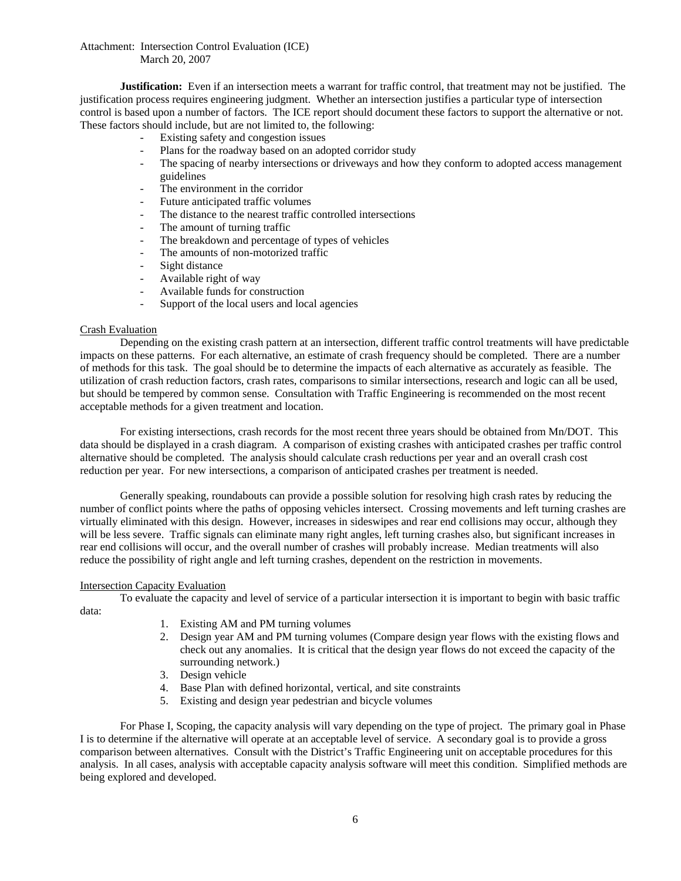Attachment: Intersection Control Evaluation (ICE)
March 20, 2007

**Justification:** Even if an intersection meets a warrant for traffic control, that treatment may not be justified. The justification process requires engineering judgment. Whether an intersection justifies a particular type of intersection control is based upon a number of factors. The ICE report should document these factors to support the alternative or not. These factors should include, but are not limited to, the following:

- Existing safety and congestion issues
- Plans for the roadway based on an adopted corridor study
- The spacing of nearby intersections or driveways and how they conform to adopted access management guidelines
- The environment in the corridor
- Future anticipated traffic volumes
- The distance to the nearest traffic controlled intersections
- The amount of turning traffic
- The breakdown and percentage of types of vehicles
- The amounts of non-motorized traffic
- Sight distance
- Available right of way
- Available funds for construction
- Support of the local users and local agencies

## Crash Evaluation

Depending on the existing crash pattern at an intersection, different traffic control treatments will have predictable impacts on these patterns. For each alternative, an estimate of crash frequency should be completed. There are a number of methods for this task. The goal should be to determine the impacts of each alternative as accurately as feasible. The utilization of crash reduction factors, crash rates, comparisons to similar intersections, research and logic can all be used, but should be tempered by common sense. Consultation with Traffic Engineering is recommended on the most recent acceptable methods for a given treatment and location.

For existing intersections, crash records for the most recent three years should be obtained from Mn/DOT. This data should be displayed in a crash diagram. A comparison of existing crashes with anticipated crashes per traffic control alternative should be completed. The analysis should calculate crash reductions per year and an overall crash cost reduction per year. For new intersections, a comparison of anticipated crashes per treatment is needed.

Generally speaking, roundabouts can provide a possible solution for resolving high crash rates by reducing the number of conflict points where the paths of opposing vehicles intersect. Crossing movements and left turning crashes are virtually eliminated with this design. However, increases in sideswipes and rear end collisions may occur, although they will be less severe. Traffic signals can eliminate many right angles, left turning crashes also, but significant increases in rear end collisions will occur, and the overall number of crashes will probably increase. Median treatments will also reduce the possibility of right angle and left turning crashes, dependent on the restriction in movements.

## Intersection Capacity Evaluation

To evaluate the capacity and level of service of a particular intersection it is important to begin with basic traffic data:

1. Existing AM and PM turning volumes
2. Design year AM and PM turning volumes (Compare design year flows with the existing flows and check out any anomalies. It is critical that the design year flows do not exceed the capacity of the surrounding network.)
3. Design vehicle
4. Base Plan with defined horizontal, vertical, and site constraints
5. Existing and design year pedestrian and bicycle volumes

For Phase I, Scoping, the capacity analysis will vary depending on the type of project. The primary goal in Phase I is to determine if the alternative will operate at an acceptable level of service. A secondary goal is to provide a gross comparison between alternatives. Consult with the District's Traffic Engineering unit on acceptable procedures for this analysis. In all cases, analysis with acceptable capacity analysis software will meet this condition. Simplified methods are being explored and developed.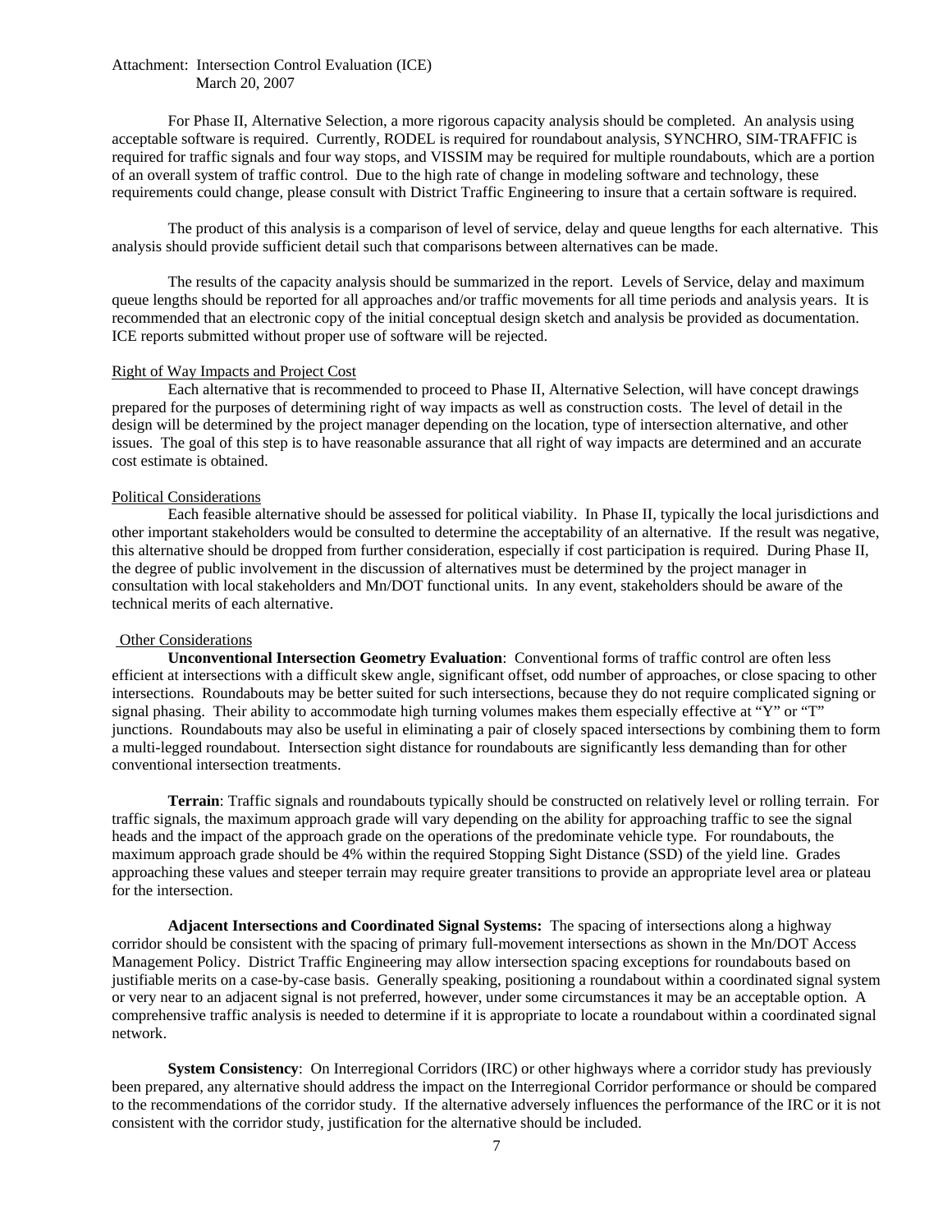For Phase II, Alternative Selection, a more rigorous capacity analysis should be completed. An analysis using acceptable software is required. Currently, RODEL is required for roundabout analysis, SYNCHRO, SIM-TRAFFIC is required for traffic signals and four way stops, and VISSIM may be required for multiple roundabouts, which are a portion of an overall system of traffic control. Due to the high rate of change in modeling software and technology, these requirements could change, please consult with District Traffic Engineering to insure that a certain software is required.

The product of this analysis is a comparison of level of service, delay and queue lengths for each alternative. This analysis should provide sufficient detail such that comparisons between alternatives can be made.

The results of the capacity analysis should be summarized in the report. Levels of Service, delay and maximum queue lengths should be reported for all approaches and/or traffic movements for all time periods and analysis years. It is recommended that an electronic copy of the initial conceptual design sketch and analysis be provided as documentation. ICE reports submitted without proper use of software will be rejected.

Right of Way Impacts and Project Cost

Each alternative that is recommended to proceed to Phase II, Alternative Selection, will have concept drawings prepared for the purposes of determining right of way impacts as well as construction costs. The level of detail in the design will be determined by the project manager depending on the location, type of intersection alternative, and other issues. The goal of this step is to have reasonable assurance that all right of way impacts are determined and an accurate cost estimate is obtained.

Political Considerations

Each feasible alternative should be assessed for political viability. In Phase II, typically the local jurisdictions and other important stakeholders would be consulted to determine the acceptability of an alternative. If the result was negative, this alternative should be dropped from further consideration, especially if cost participation is required. During Phase II, the degree of public involvement in the discussion of alternatives must be determined by the project manager in consultation with local stakeholders and Mn/DOT functional units. In any event, stakeholders should be aware of the technical merits of each alternative.

Other Considerations

**Unconventional Intersection Geometry Evaluation**: Conventional forms of traffic control are often less efficient at intersections with a difficult skew angle, significant offset, odd number of approaches, or close spacing to other intersections. Roundabouts may be better suited for such intersections, because they do not require complicated signing or signal phasing. Their ability to accommodate high turning volumes makes them especially effective at "Y" or "T" junctions. Roundabouts may also be useful in eliminating a pair of closely spaced intersections by combining them to form a multi-legged roundabout. Intersection sight distance for roundabouts are significantly less demanding than for other conventional intersection treatments.

**Terrain**: Traffic signals and roundabouts typically should be constructed on relatively level or rolling terrain. For traffic signals, the maximum approach grade will vary depending on the ability for approaching traffic to see the signal heads and the impact of the approach grade on the operations of the predominate vehicle type. For roundabouts, the maximum approach grade should be 4% within the required Stopping Sight Distance (SSD) of the yield line. Grades approaching these values and steeper terrain may require greater transitions to provide an appropriate level area or plateau for the intersection.

**Adjacent Intersections and Coordinated Signal Systems:** The spacing of intersections along a highway corridor should be consistent with the spacing of primary full-movement intersections as shown in the Mn/DOT Access Management Policy. District Traffic Engineering may allow intersection spacing exceptions for roundabouts based on justifiable merits on a case-by-case basis. Generally speaking, positioning a roundabout within a coordinated signal system or very near to an adjacent signal is not preferred, however, under some circumstances it may be an acceptable option. A comprehensive traffic analysis is needed to determine if it is appropriate to locate a roundabout within a coordinated signal network.

**System Consistency**: On Interregional Corridors (IRC) or other highways where a corridor study has previously been prepared, any alternative should address the impact on the Interregional Corridor performance or should be compared to the recommendations of the corridor study. If the alternative adversely influences the performance of the IRC or it is not consistent with the corridor study, justification for the alternative should be included.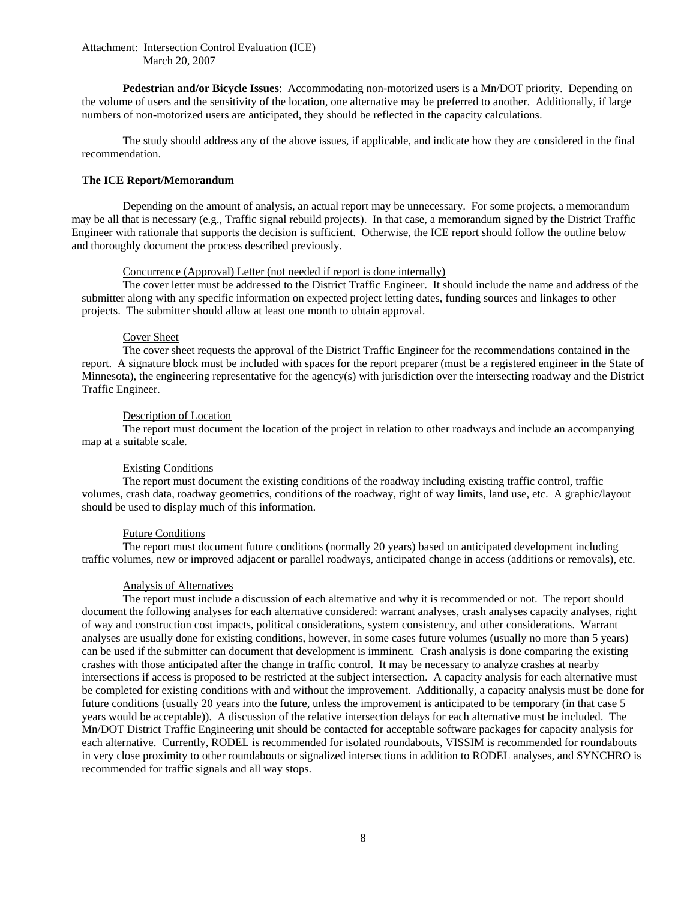**Pedestrian and/or Bicycle Issues**: Accommodating non-motorized users is a Mn/DOT priority. Depending on the volume of users and the sensitivity of the location, one alternative may be preferred to another. Additionally, if large numbers of non-motorized users are anticipated, they should be reflected in the capacity calculations.

The study should address any of the above issues, if applicable, and indicate how they are considered in the final recommendation.

## The ICE Report/Memorandum

Depending on the amount of analysis, an actual report may be unnecessary. For some projects, a memorandum may be all that is necessary (e.g., Traffic signal rebuild projects). In that case, a memorandum signed by the District Traffic Engineer with rationale that supports the decision is sufficient. Otherwise, the ICE report should follow the outline below and thoroughly document the process described previously.

### Concurrence (Approval) Letter (not needed if report is done internally)

The cover letter must be addressed to the District Traffic Engineer. It should include the name and address of the submitter along with any specific information on expected project letting dates, funding sources and linkages to other projects. The submitter should allow at least one month to obtain approval.

### Cover Sheet

The cover sheet requests the approval of the District Traffic Engineer for the recommendations contained in the report. A signature block must be included with spaces for the report preparer (must be a registered engineer in the State of Minnesota), the engineering representative for the agency(s) with jurisdiction over the intersecting roadway and the District Traffic Engineer.

### Description of Location

The report must document the location of the project in relation to other roadways and include an accompanying map at a suitable scale.

### Existing Conditions

The report must document the existing conditions of the roadway including existing traffic control, traffic volumes, crash data, roadway geometrics, conditions of the roadway, right of way limits, land use, etc. A graphic/layout should be used to display much of this information.

### Future Conditions

The report must document future conditions (normally 20 years) based on anticipated development including traffic volumes, new or improved adjacent or parallel roadways, anticipated change in access (additions or removals), etc.

### Analysis of Alternatives

The report must include a discussion of each alternative and why it is recommended or not. The report should document the following analyses for each alternative considered: warrant analyses, crash analyses capacity analyses, right of way and construction cost impacts, political considerations, system consistency, and other considerations. Warrant analyses are usually done for existing conditions, however, in some cases future volumes (usually no more than 5 years) can be used if the submitter can document that development is imminent. Crash analysis is done comparing the existing crashes with those anticipated after the change in traffic control. It may be necessary to analyze crashes at nearby intersections if access is proposed to be restricted at the subject intersection. A capacity analysis for each alternative must be completed for existing conditions with and without the improvement. Additionally, a capacity analysis must be done for future conditions (usually 20 years into the future, unless the improvement is anticipated to be temporary (in that case 5 years would be acceptable)). A discussion of the relative intersection delays for each alternative must be included. The Mn/DOT District Traffic Engineering unit should be contacted for acceptable software packages for capacity analysis for each alternative. Currently, RODEL is recommended for isolated roundabouts, VISSIM is recommended for roundabouts in very close proximity to other roundabouts or signalized intersections in addition to RODEL analyses, and SYNCHRO is recommended for traffic signals and all way stops.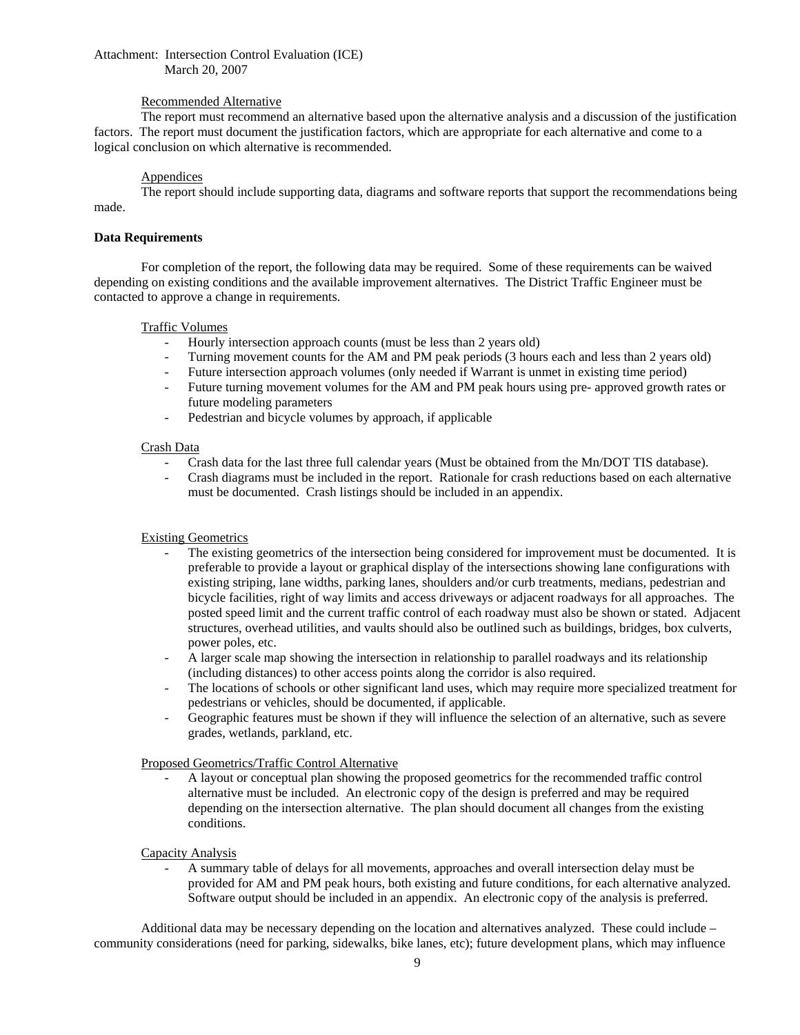### Recommended Alternative

The report must recommend an alternative based upon the alternative analysis and a discussion of the justification factors. The report must document the justification factors, which are appropriate for each alternative and come to a logical conclusion on which alternative is recommended.

### Appendices

The report should include supporting data, diagrams and software reports that support the recommendations being made.

## Data Requirements

For completion of the report, the following data may be required. Some of these requirements can be waived depending on existing conditions and the available improvement alternatives. The District Traffic Engineer must be contacted to approve a change in requirements.

### Traffic Volumes

- Hourly intersection approach counts (must be less than 2 years old)
- Turning movement counts for the AM and PM peak periods (3 hours each and less than 2 years old)
- Future intersection approach volumes (only needed if Warrant is unmet in existing time period)
- Future turning movement volumes for the AM and PM peak hours using pre- approved growth rates or future modeling parameters
- Pedestrian and bicycle volumes by approach, if applicable

### Crash Data

- Crash data for the last three full calendar years (Must be obtained from the Mn/DOT TIS database).
- Crash diagrams must be included in the report. Rationale for crash reductions based on each alternative must be documented. Crash listings should be included in an appendix.

### Existing Geometrics

- The existing geometrics of the intersection being considered for improvement must be documented. It is preferable to provide a layout or graphical display of the intersections showing lane configurations with existing striping, lane widths, parking lanes, shoulders and/or curb treatments, medians, pedestrian and bicycle facilities, right of way limits and access driveways or adjacent roadways for all approaches. The posted speed limit and the current traffic control of each roadway must also be shown or stated. Adjacent structures, overhead utilities, and vaults should also be outlined such as buildings, bridges, box culverts, power poles, etc.
- A larger scale map showing the intersection in relationship to parallel roadways and its relationship (including distances) to other access points along the corridor is also required.
- The locations of schools or other significant land uses, which may require more specialized treatment for pedestrians or vehicles, should be documented, if applicable.
- Geographic features must be shown if they will influence the selection of an alternative, such as severe grades, wetlands, parkland, etc.

### Proposed Geometrics/Traffic Control Alternative

- A layout or conceptual plan showing the proposed geometrics for the recommended traffic control alternative must be included. An electronic copy of the design is preferred and may be required depending on the intersection alternative. The plan should document all changes from the existing conditions.

### Capacity Analysis

- A summary table of delays for all movements, approaches and overall intersection delay must be provided for AM and PM peak hours, both existing and future conditions, for each alternative analyzed. Software output should be included in an appendix. An electronic copy of the analysis is preferred.

Additional data may be necessary depending on the location and alternatives analyzed. These could include – community considerations (need for parking, sidewalks, bike lanes, etc); future development plans, which may influence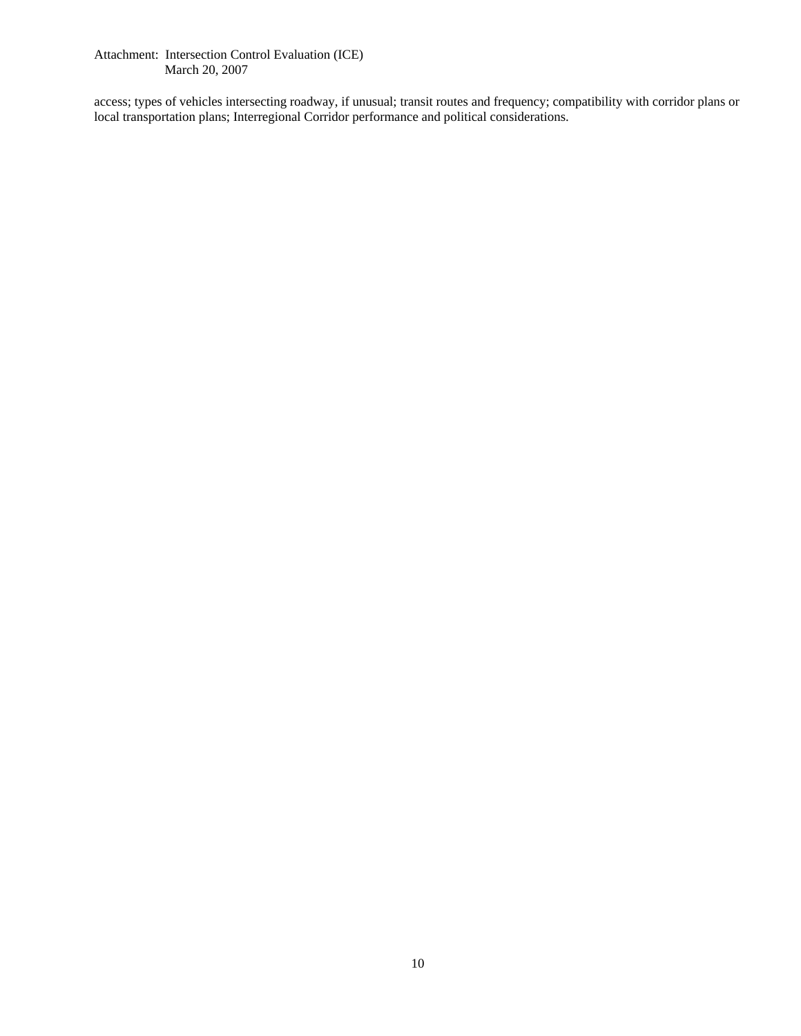access; types of vehicles intersecting roadway, if unusual; transit routes and frequency; compatibility with corridor plans or local transportation plans; Interregional Corridor performance and political considerations.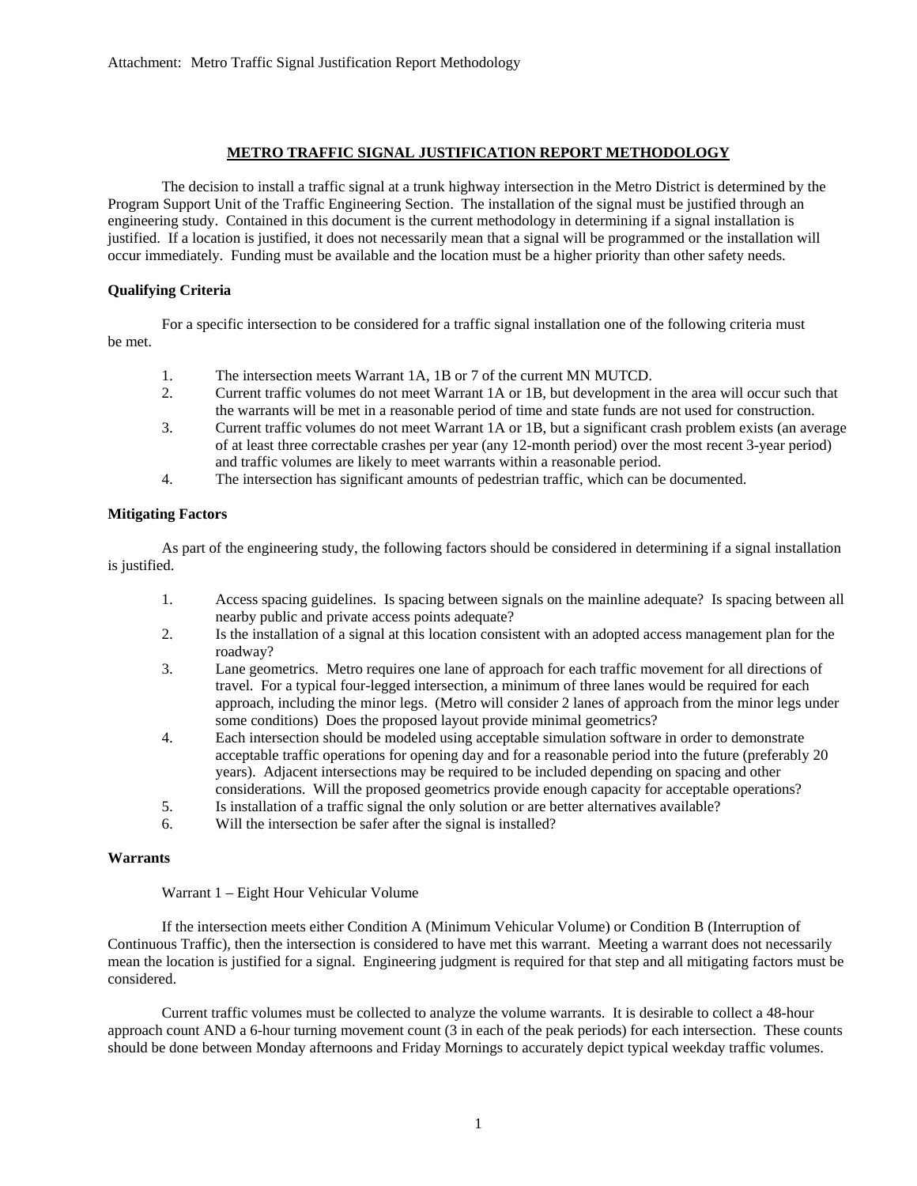Attachment: Metro Traffic Signal Justification Report Methodology

## METRO TRAFFIC SIGNAL JUSTIFICATION REPORT METHODOLOGY

The decision to install a traffic signal at a trunk highway intersection in the Metro District is determined by the Program Support Unit of the Traffic Engineering Section. The installation of the signal must be justified through an engineering study. Contained in this document is the current methodology in determining if a signal installation is justified. If a location is justified, it does not necessarily mean that a signal will be programmed or the installation will occur immediately. Funding must be available and the location must be a higher priority than other safety needs.

### Qualifying Criteria

For a specific intersection to be considered for a traffic signal installation one of the following criteria must be met.

1. The intersection meets Warrant 1A, 1B or 7 of the current MN MUTCD.
2. Current traffic volumes do not meet Warrant 1A or 1B, but development in the area will occur such that the warrants will be met in a reasonable period of time and state funds are not used for construction.
3. Current traffic volumes do not meet Warrant 1A or 1B, but a significant crash problem exists (an average of at least three correctable crashes per year (any 12-month period) over the most recent 3-year period) and traffic volumes are likely to meet warrants within a reasonable period.
4. The intersection has significant amounts of pedestrian traffic, which can be documented.

### Mitigating Factors

As part of the engineering study, the following factors should be considered in determining if a signal installation is justified.

1. Access spacing guidelines. Is spacing between signals on the mainline adequate? Is spacing between all nearby public and private access points adequate?
2. Is the installation of a signal at this location consistent with an adopted access management plan for the roadway?
3. Lane geometrics. Metro requires one lane of approach for each traffic movement for all directions of travel. For a typical four-legged intersection, a minimum of three lanes would be required for each approach, including the minor legs. (Metro will consider 2 lanes of approach from the minor legs under some conditions) Does the proposed layout provide minimal geometrics?
4. Each intersection should be modeled using acceptable simulation software in order to demonstrate acceptable traffic operations for opening day and for a reasonable period into the future (preferably 20 years). Adjacent intersections may be required to be included depending on spacing and other considerations. Will the proposed geometrics provide enough capacity for acceptable operations?
5. Is installation of a traffic signal the only solution or are better alternatives available?
6. Will the intersection be safer after the signal is installed?

### Warrants

Warrant 1 – Eight Hour Vehicular Volume

If the intersection meets either Condition A (Minimum Vehicular Volume) or Condition B (Interruption of Continuous Traffic), then the intersection is considered to have met this warrant. Meeting a warrant does not necessarily mean the location is justified for a signal. Engineering judgment is required for that step and all mitigating factors must be considered.

Current traffic volumes must be collected to analyze the volume warrants. It is desirable to collect a 48-hour approach count AND a 6-hour turning movement count (3 in each of the peak periods) for each intersection. These counts should be done between Monday afternoons and Friday Mornings to accurately depict typical weekday traffic volumes.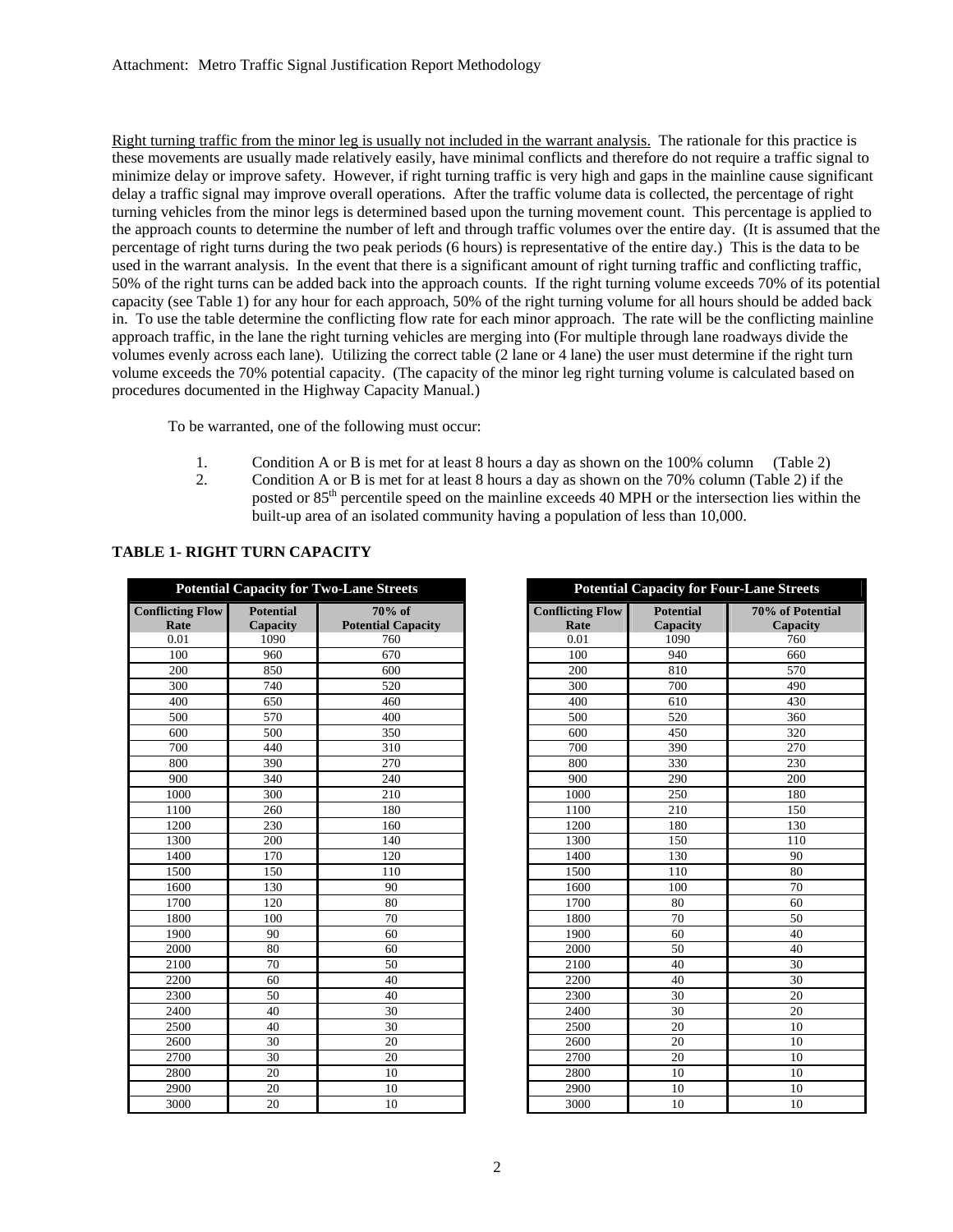Attachment: Metro Traffic Signal Justification Report Methodology

Right turning traffic from the minor leg is usually not included in the warrant analysis. The rationale for this practice is these movements are usually made relatively easily, have minimal conflicts and therefore do not require a traffic signal to minimize delay or improve safety. However, if right turning traffic is very high and gaps in the mainline cause significant delay a traffic signal may improve overall operations. After the traffic volume data is collected, the percentage of right turning vehicles from the minor legs is determined based upon the turning movement count. This percentage is applied to the approach counts to determine the number of left and through traffic volumes over the entire day. (It is assumed that the percentage of right turns during the two peak periods (6 hours) is representative of the entire day.) This is the data to be used in the warrant analysis. In the event that there is a significant amount of right turning traffic and conflicting traffic, 50% of the right turns can be added back into the approach counts. If the right turning volume exceeds 70% of its potential capacity (see Table 1) for any hour for each approach, 50% of the right turning volume for all hours should be added back in. To use the table determine the conflicting flow rate for each minor approach. The rate will be the conflicting mainline approach traffic, in the lane the right turning vehicles are merging into (For multiple through lane roadways divide the volumes evenly across each lane). Utilizing the correct table (2 lane or 4 lane) the user must determine if the right turn volume exceeds the 70% potential capacity. (The capacity of the minor leg right turning volume is calculated based on procedures documented in the Highway Capacity Manual.)

To be warranted, one of the following must occur:

1. Condition A or B is met for at least 8 hours a day as shown on the 100% column (Table 2)
2. Condition A or B is met for at least 8 hours a day as shown on the 70% column (Table 2) if the posted or 85th percentile speed on the mainline exceeds 40 MPH or the intersection lies within the built-up area of an isolated community having a population of less than 10,000.

**TABLE 1- RIGHT TURN CAPACITY**

| Potential Capacity for Two-Lane Streets | | |
|---|---|---|
| **Conflicting Flow Rate** | **Potential Capacity** | **70% of Potential Capacity** |
| 0.01 | 1090 | 760 |
| 100 | 960 | 670 |
| 200 | 850 | 600 |
| 300 | 740 | 520 |
| 400 | 650 | 460 |
| 500 | 570 | 400 |
| 600 | 500 | 350 |
| 700 | 440 | 310 |
| 800 | 390 | 270 |
| 900 | 340 | 240 |
| 1000 | 300 | 210 |
| 1100 | 260 | 180 |
| 1200 | 230 | 160 |
| 1300 | 200 | 140 |
| 1400 | 170 | 120 |
| 1500 | 150 | 110 |
| 1600 | 130 | 90 |
| 1700 | 120 | 80 |
| 1800 | 100 | 70 |
| 1900 | 90 | 60 |
| 2000 | 80 | 60 |
| 2100 | 70 | 50 |
| 2200 | 60 | 40 |
| 2300 | 50 | 40 |
| 2400 | 40 | 30 |
| 2500 | 40 | 30 |
| 2600 | 30 | 20 |
| 2700 | 30 | 20 |
| 2800 | 20 | 10 |
| 2900 | 20 | 10 |
| 3000 | 20 | 10 |

| Potential Capacity for Four-Lane Streets | | |
|---|---|---|
| **Conflicting Flow Rate** | **Potential Capacity** | **70% of Potential Capacity** |
| 0.01 | 1090 | 760 |
| 100 | 940 | 660 |
| 200 | 810 | 570 |
| 300 | 700 | 490 |
| 400 | 610 | 430 |
| 500 | 520 | 360 |
| 600 | 450 | 320 |
| 700 | 390 | 270 |
| 800 | 330 | 230 |
| 900 | 290 | 200 |
| 1000 | 250 | 180 |
| 1100 | 210 | 150 |
| 1200 | 180 | 130 |
| 1300 | 150 | 110 |
| 1400 | 130 | 90 |
| 1500 | 110 | 80 |
| 1600 | 100 | 70 |
| 1700 | 80 | 60 |
| 1800 | 70 | 50 |
| 1900 | 60 | 40 |
| 2000 | 50 | 40 |
| 2100 | 40 | 30 |
| 2200 | 40 | 30 |
| 2300 | 30 | 20 |
| 2400 | 30 | 20 |
| 2500 | 20 | 10 |
| 2600 | 20 | 10 |
| 2700 | 20 | 10 |
| 2800 | 10 | 10 |
| 2900 | 10 | 10 |
| 3000 | 10 | 10 |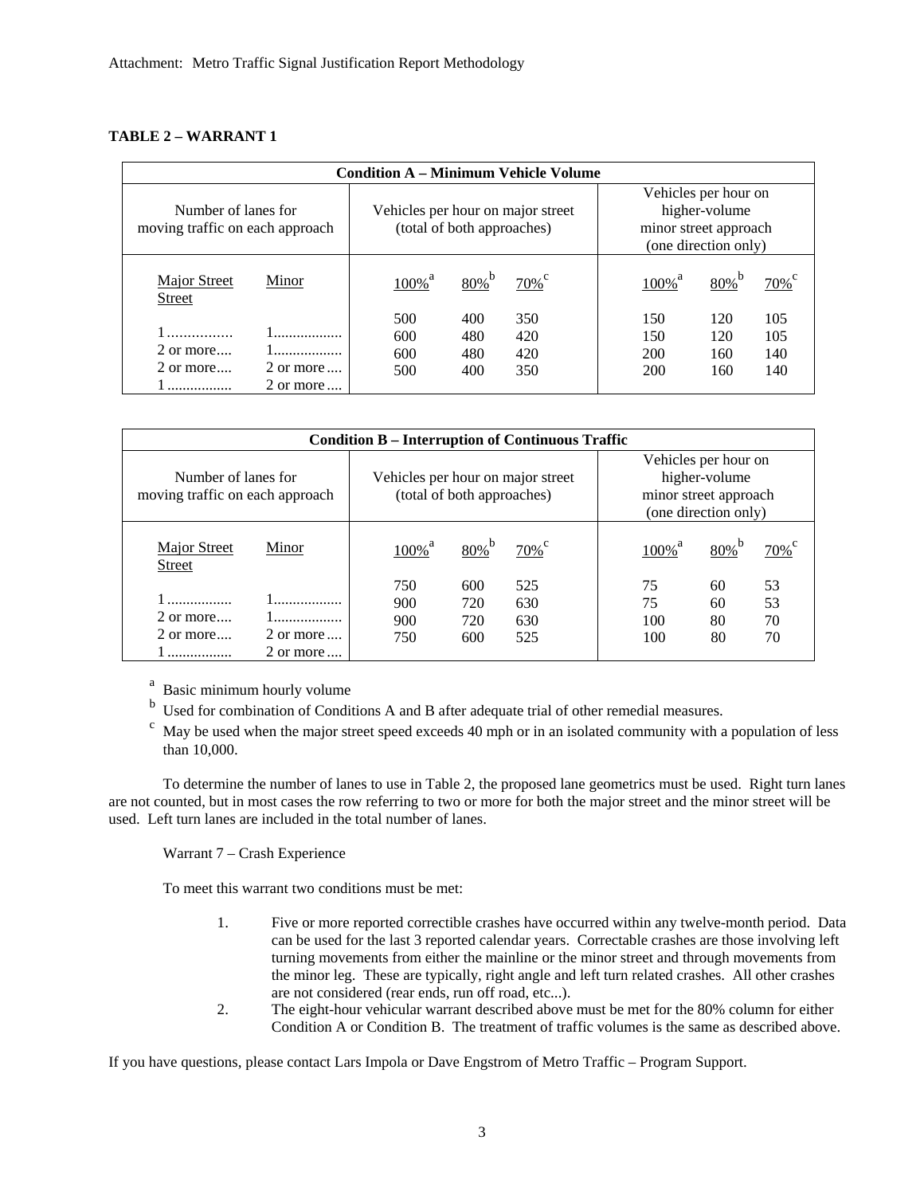**TABLE 2 – WARRANT 1**

| Condition A – Minimum Vehicle Volume | | | | | | | |
|---|---|---|---|---|---|---|---|
| Number of lanes for moving traffic on each approach | | Vehicles per hour on major street (total of both approaches) | | | Vehicles per hour on higher-volume minor street approach (one direction only) | | |
| Major Street | Minor Street | 100%[a] | 80%[b] | 70%[c] | 100%[a] | 80%[b] | 70%[c] |
| 1 | 1 | 500 | 400 | 350 | 150 | 120 | 105 |
| 2 or more | 1 | 600 | 480 | 420 | 150 | 120 | 105 |
| 2 or more | 2 or more | 600 | 480 | 420 | 200 | 160 | 140 |
| 1 | 2 or more | 500 | 400 | 350 | 200 | 160 | 140 |

| Condition B – Interruption of Continuous Traffic | | | | | | | |
|---|---|---|---|---|---|---|---|
| Number of lanes for moving traffic on each approach | | Vehicles per hour on major street (total of both approaches) | | | Vehicles per hour on higher-volume minor street approach (one direction only) | | |
| Major Street | Minor Street | 100%[a] | 80%[b] | 70%[c] | 100%[a] | 80%[b] | 70%[c] |
| 1 | 1 | 750 | 600 | 525 | 75 | 60 | 53 |
| 2 or more | 1 | 900 | 720 | 630 | 75 | 60 | 53 |
| 2 or more | 2 or more | 900 | 720 | 630 | 100 | 80 | 70 |
| 1 | 2 or more | 750 | 600 | 525 | 100 | 80 | 70 |

[a] Basic minimum hourly volume

[b] Used for combination of Conditions A and B after adequate trial of other remedial measures.

[c] May be used when the major street speed exceeds 40 mph or in an isolated community with a population of less than 10,000.

To determine the number of lanes to use in Table 2, the proposed lane geometrics must be used. Right turn lanes are not counted, but in most cases the row referring to two or more for both the major street and the minor street will be used. Left turn lanes are included in the total number of lanes.

Warrant 7 – Crash Experience

To meet this warrant two conditions must be met:

1. Five or more reported correctible crashes have occurred within any twelve-month period. Data can be used for the last 3 reported calendar years. Correctable crashes are those involving left turning movements from either the mainline or the minor street and through movements from the minor leg. These are typically, right angle and left turn related crashes. All other crashes are not considered (rear ends, run off road, etc...).
2. The eight-hour vehicular warrant described above must be met for the 80% column for either Condition A or Condition B. The treatment of traffic volumes is the same as described above.

If you have questions, please contact Lars Impola or Dave Engstrom of Metro Traffic – Program Support.